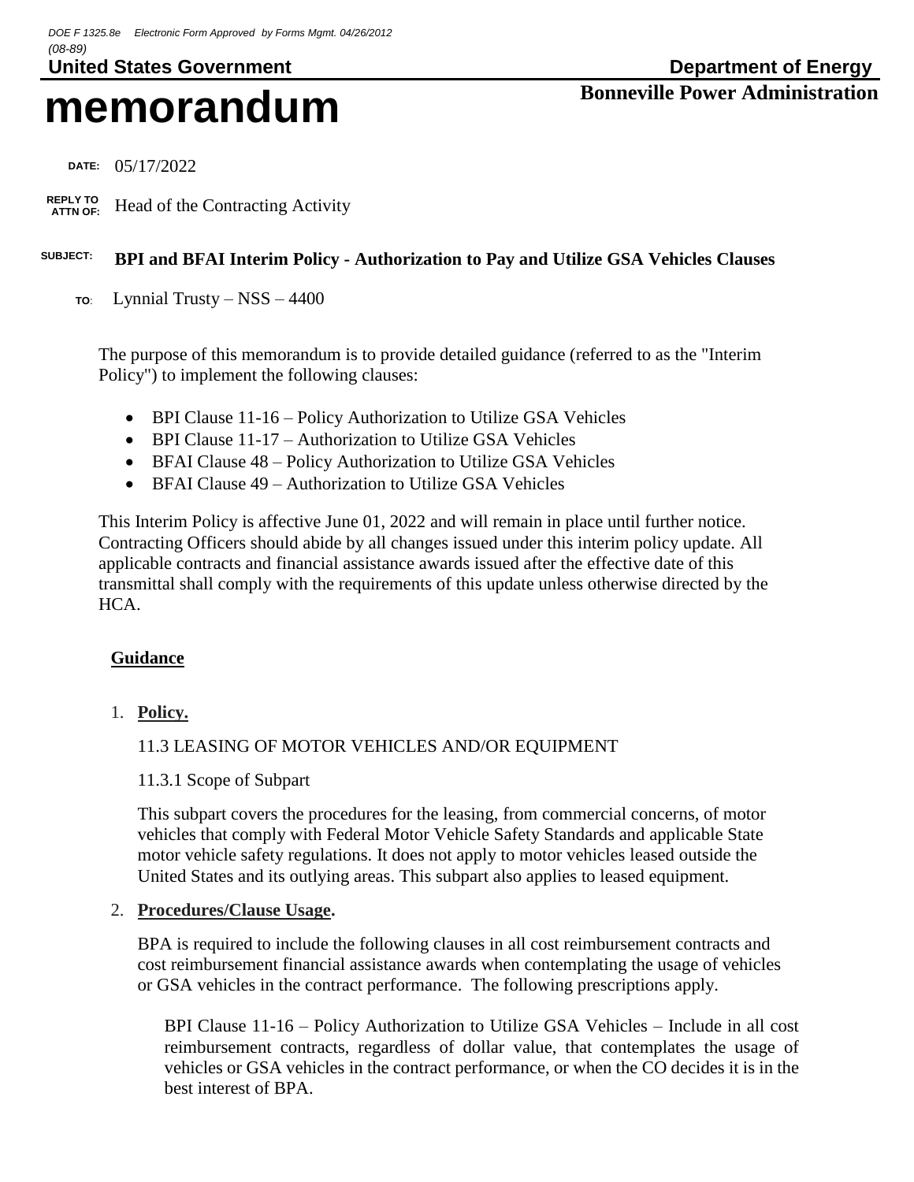DOE F 1325.8e Electronic Form Approved by Forms Mgmt. 04/26/2012
(08-89)

**United States Government** **Department of Energy**

# memorandum

**Bonneville Power Administration**

**DATE:** 05/17/2022

**REPLY TO ATTN OF:** Head of the Contracting Activity

**SUBJECT:** **BPI and BFAI Interim Policy - Authorization to Pay and Utilize GSA Vehicles Clauses**

**TO:** Lynnial Trusty – NSS – 4400

The purpose of this memorandum is to provide detailed guidance (referred to as the "Interim Policy") to implement the following clauses:

- BPI Clause 11-16 – Policy Authorization to Utilize GSA Vehicles
- BPI Clause 11-17 – Authorization to Utilize GSA Vehicles
- BFAI Clause 48 – Policy Authorization to Utilize GSA Vehicles
- BFAI Clause 49 – Authorization to Utilize GSA Vehicles

This Interim Policy is affective June 01, 2022 and will remain in place until further notice. Contracting Officers should abide by all changes issued under this interim policy update. All applicable contracts and financial assistance awards issued after the effective date of this transmittal shall comply with the requirements of this update unless otherwise directed by the HCA.

## Guidance

1. **Policy.**

   11.3 LEASING OF MOTOR VEHICLES AND/OR EQUIPMENT

   11.3.1 Scope of Subpart

   This subpart covers the procedures for the leasing, from commercial concerns, of motor vehicles that comply with Federal Motor Vehicle Safety Standards and applicable State motor vehicle safety regulations. It does not apply to motor vehicles leased outside the United States and its outlying areas. This subpart also applies to leased equipment.

2. **Procedures/Clause Usage.**

   BPA is required to include the following clauses in all cost reimbursement contracts and cost reimbursement financial assistance awards when contemplating the usage of vehicles or GSA vehicles in the contract performance. The following prescriptions apply.

   BPI Clause 11-16 – Policy Authorization to Utilize GSA Vehicles – Include in all cost reimbursement contracts, regardless of dollar value, that contemplates the usage of vehicles or GSA vehicles in the contract performance, or when the CO decides it is in the best interest of BPA.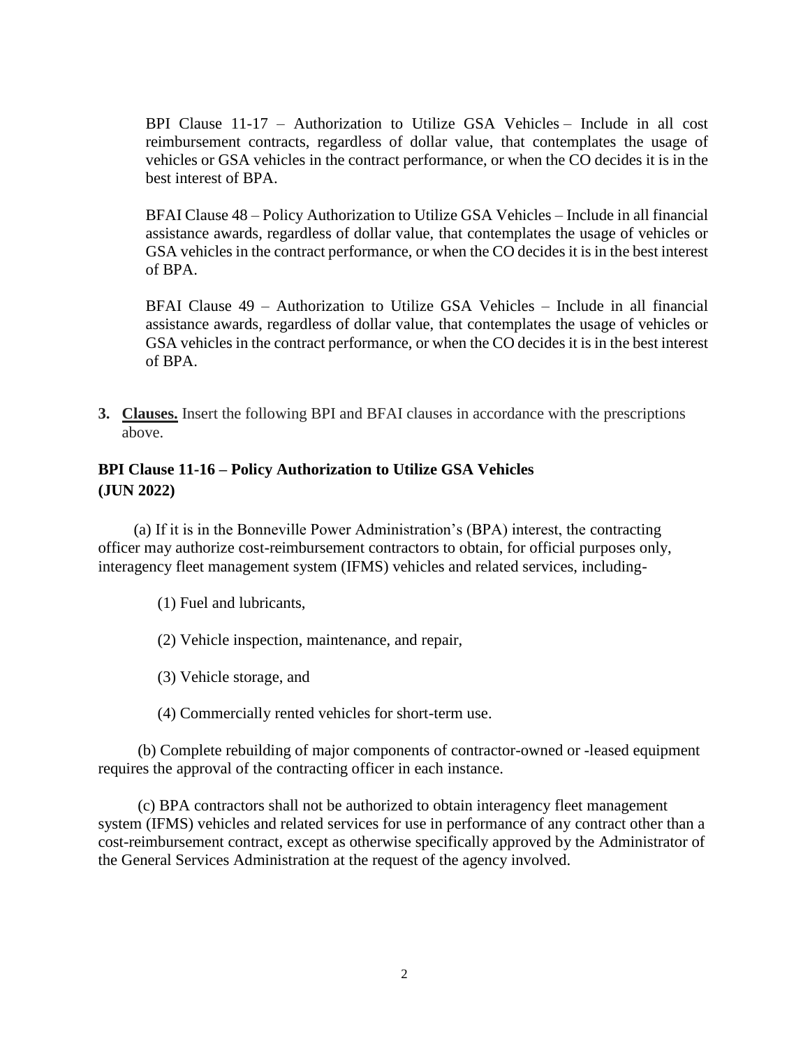BPI Clause 11-17 – Authorization to Utilize GSA Vehicles – Include in all cost reimbursement contracts, regardless of dollar value, that contemplates the usage of vehicles or GSA vehicles in the contract performance, or when the CO decides it is in the best interest of BPA.

BFAI Clause 48 – Policy Authorization to Utilize GSA Vehicles – Include in all financial assistance awards, regardless of dollar value, that contemplates the usage of vehicles or GSA vehicles in the contract performance, or when the CO decides it is in the best interest of BPA.

BFAI Clause 49 – Authorization to Utilize GSA Vehicles – Include in all financial assistance awards, regardless of dollar value, that contemplates the usage of vehicles or GSA vehicles in the contract performance, or when the CO decides it is in the best interest of BPA.

**3. Clauses.** Insert the following BPI and BFAI clauses in accordance with the prescriptions above.

### BPI Clause 11-16 – Policy Authorization to Utilize GSA Vehicles (JUN 2022)

(a) If it is in the Bonneville Power Administration's (BPA) interest, the contracting officer may authorize cost-reimbursement contractors to obtain, for official purposes only, interagency fleet management system (IFMS) vehicles and related services, including-

(1) Fuel and lubricants,

(2) Vehicle inspection, maintenance, and repair,

(3) Vehicle storage, and

(4) Commercially rented vehicles for short-term use.

(b) Complete rebuilding of major components of contractor-owned or -leased equipment requires the approval of the contracting officer in each instance.

(c) BPA contractors shall not be authorized to obtain interagency fleet management system (IFMS) vehicles and related services for use in performance of any contract other than a cost-reimbursement contract, except as otherwise specifically approved by the Administrator of the General Services Administration at the request of the agency involved.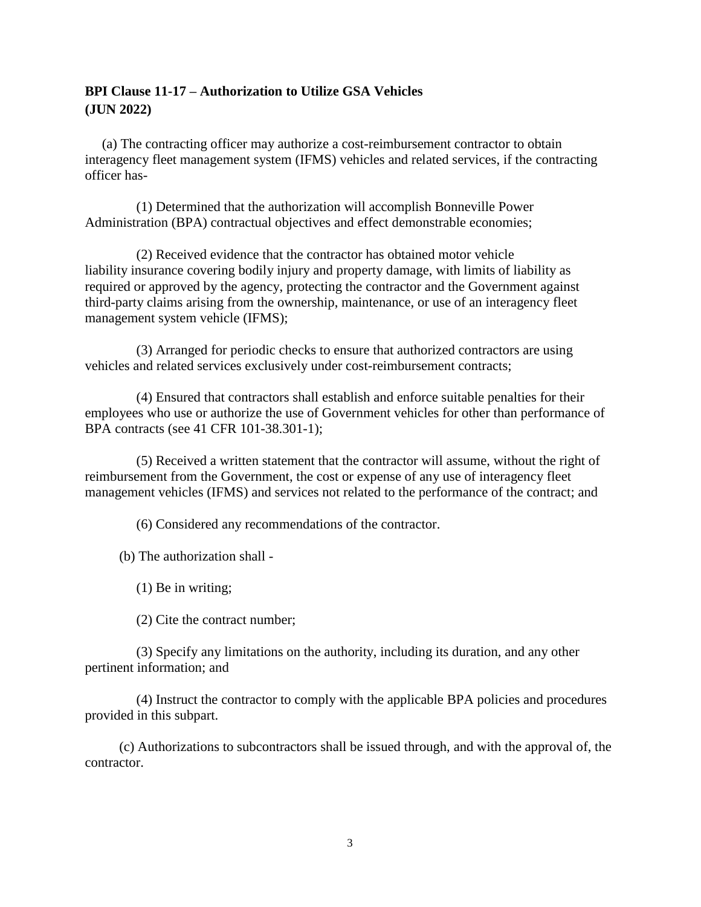**BPI Clause 11-17 – Authorization to Utilize GSA Vehicles (JUN 2022)**

(a) The contracting officer may authorize a cost-reimbursement contractor to obtain interagency fleet management system (IFMS) vehicles and related services, if the contracting officer has-

(1) Determined that the authorization will accomplish Bonneville Power Administration (BPA) contractual objectives and effect demonstrable economies;

(2) Received evidence that the contractor has obtained motor vehicle liability insurance covering bodily injury and property damage, with limits of liability as required or approved by the agency, protecting the contractor and the Government against third-party claims arising from the ownership, maintenance, or use of an interagency fleet management system vehicle (IFMS);

(3) Arranged for periodic checks to ensure that authorized contractors are using vehicles and related services exclusively under cost-reimbursement contracts;

(4) Ensured that contractors shall establish and enforce suitable penalties for their employees who use or authorize the use of Government vehicles for other than performance of BPA contracts (see 41 CFR 101-38.301-1);

(5) Received a written statement that the contractor will assume, without the right of reimbursement from the Government, the cost or expense of any use of interagency fleet management vehicles (IFMS) and services not related to the performance of the contract; and

(6) Considered any recommendations of the contractor.

(b) The authorization shall -

(1) Be in writing;

(2) Cite the contract number;

(3) Specify any limitations on the authority, including its duration, and any other pertinent information; and

(4) Instruct the contractor to comply with the applicable BPA policies and procedures provided in this subpart.

(c) Authorizations to subcontractors shall be issued through, and with the approval of, the contractor.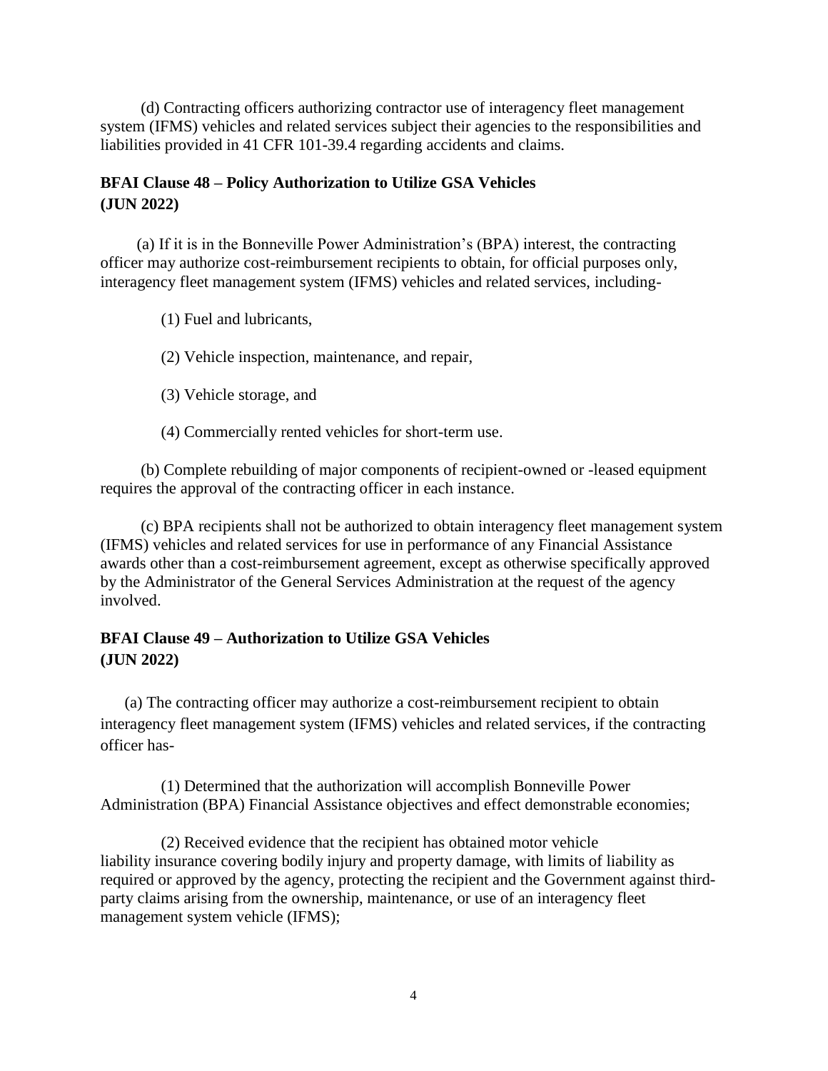(d) Contracting officers authorizing contractor use of interagency fleet management system (IFMS) vehicles and related services subject their agencies to the responsibilities and liabilities provided in 41 CFR 101-39.4 regarding accidents and claims.

## BFAI Clause 48 – Policy Authorization to Utilize GSA Vehicles (JUN 2022)

(a) If it is in the Bonneville Power Administration's (BPA) interest, the contracting officer may authorize cost-reimbursement recipients to obtain, for official purposes only, interagency fleet management system (IFMS) vehicles and related services, including-

(1) Fuel and lubricants,

(2) Vehicle inspection, maintenance, and repair,

(3) Vehicle storage, and

(4) Commercially rented vehicles for short-term use.

(b) Complete rebuilding of major components of recipient-owned or -leased equipment requires the approval of the contracting officer in each instance.

(c) BPA recipients shall not be authorized to obtain interagency fleet management system (IFMS) vehicles and related services for use in performance of any Financial Assistance awards other than a cost-reimbursement agreement, except as otherwise specifically approved by the Administrator of the General Services Administration at the request of the agency involved.

## BFAI Clause 49 – Authorization to Utilize GSA Vehicles (JUN 2022)

(a) The contracting officer may authorize a cost-reimbursement recipient to obtain interagency fleet management system (IFMS) vehicles and related services, if the contracting officer has-

(1) Determined that the authorization will accomplish Bonneville Power Administration (BPA) Financial Assistance objectives and effect demonstrable economies;

(2) Received evidence that the recipient has obtained motor vehicle liability insurance covering bodily injury and property damage, with limits of liability as required or approved by the agency, protecting the recipient and the Government against third-party claims arising from the ownership, maintenance, or use of an interagency fleet management system vehicle (IFMS);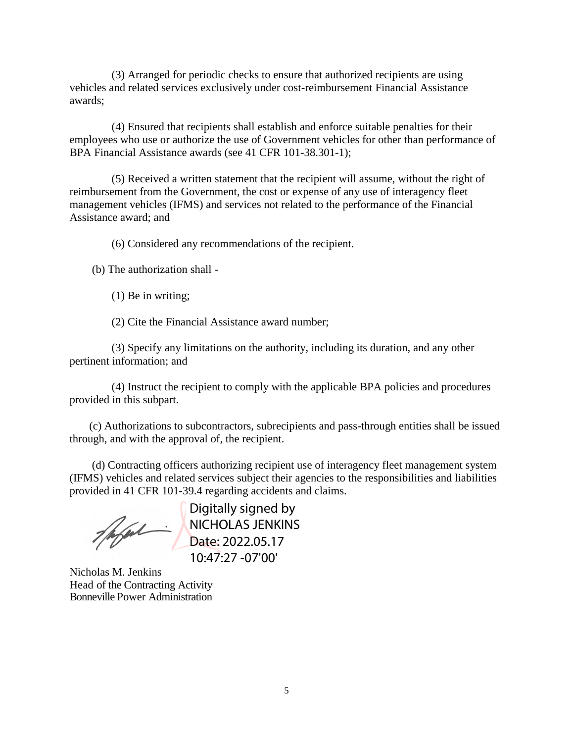(3) Arranged for periodic checks to ensure that authorized recipients are using vehicles and related services exclusively under cost-reimbursement Financial Assistance awards;

(4) Ensured that recipients shall establish and enforce suitable penalties for their employees who use or authorize the use of Government vehicles for other than performance of BPA Financial Assistance awards (see 41 CFR 101-38.301-1);

(5) Received a written statement that the recipient will assume, without the right of reimbursement from the Government, the cost or expense of any use of interagency fleet management vehicles (IFMS) and services not related to the performance of the Financial Assistance award; and

(6) Considered any recommendations of the recipient.

(b) The authorization shall -

(1) Be in writing;

(2) Cite the Financial Assistance award number;

(3) Specify any limitations on the authority, including its duration, and any other pertinent information; and

(4) Instruct the recipient to comply with the applicable BPA policies and procedures provided in this subpart.

(c) Authorizations to subcontractors, subrecipients and pass-through entities shall be issued through, and with the approval of, the recipient.

(d) Contracting officers authorizing recipient use of interagency fleet management system (IFMS) vehicles and related services subject their agencies to the responsibilities and liabilities provided in 41 CFR 101-39.4 regarding accidents and claims.

Digitally signed by NICHOLAS JENKINS
Date: 2022.05.17 10:47:27 -07'00'

Nicholas M. Jenkins
Head of the Contracting Activity
Bonneville Power Administration